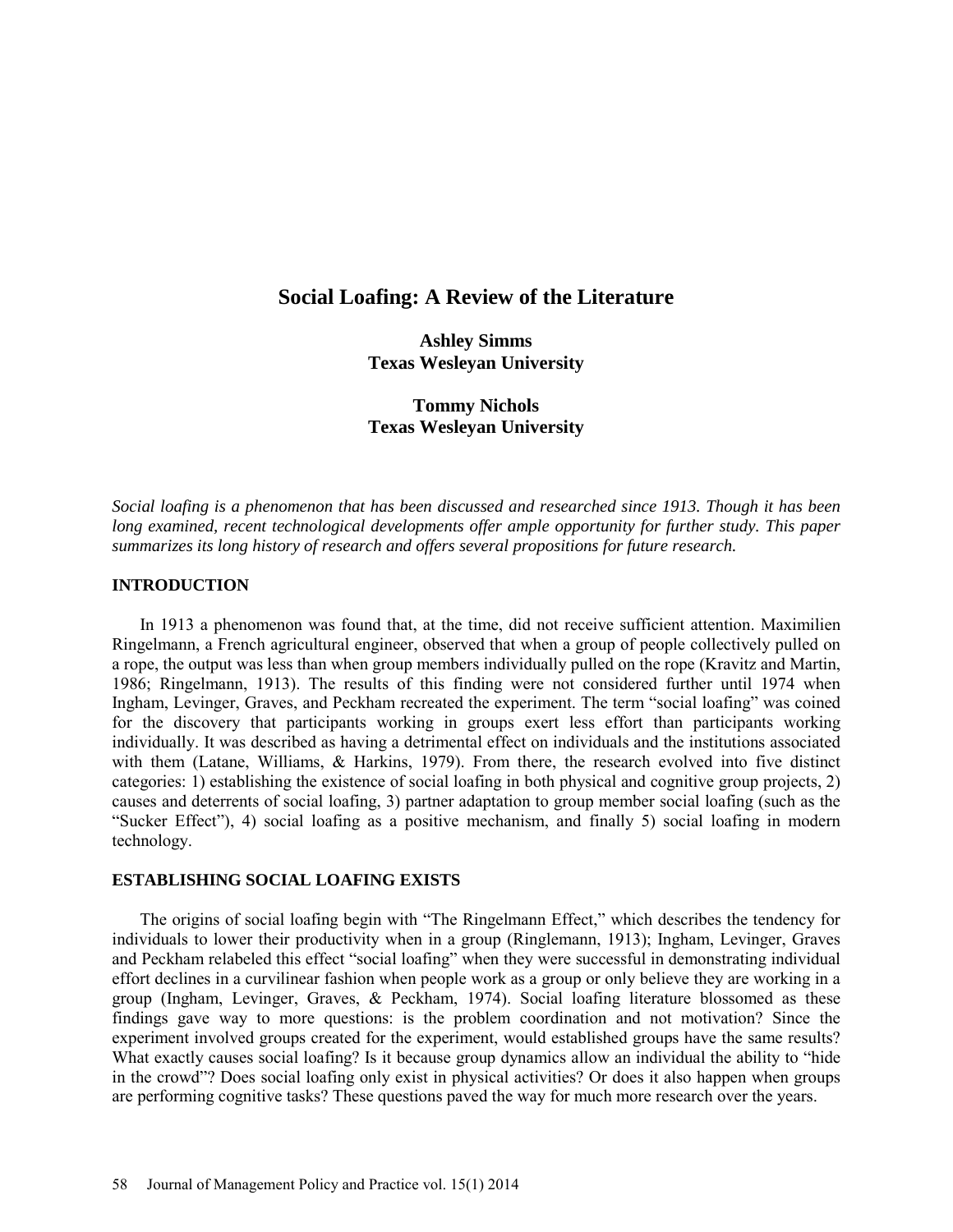# Social Loafing: A Review of the Literature

**Ashley Simms**
**Texas Wesleyan University**

**Tommy Nichols**
**Texas Wesleyan University**

*Social loafing is a phenomenon that has been discussed and researched since 1913. Though it has been long examined, recent technological developments offer ample opportunity for further study. This paper summarizes its long history of research and offers several propositions for future research.*

## INTRODUCTION

In 1913 a phenomenon was found that, at the time, did not receive sufficient attention. Maximilien Ringelmann, a French agricultural engineer, observed that when a group of people collectively pulled on a rope, the output was less than when group members individually pulled on the rope (Kravitz and Martin, 1986; Ringelmann, 1913). The results of this finding were not considered further until 1974 when Ingham, Levinger, Graves, and Peckham recreated the experiment. The term "social loafing" was coined for the discovery that participants working in groups exert less effort than participants working individually. It was described as having a detrimental effect on individuals and the institutions associated with them (Latane, Williams, & Harkins, 1979). From there, the research evolved into five distinct categories: 1) establishing the existence of social loafing in both physical and cognitive group projects, 2) causes and deterrents of social loafing, 3) partner adaptation to group member social loafing (such as the "Sucker Effect"), 4) social loafing as a positive mechanism, and finally 5) social loafing in modern technology.

## ESTABLISHING SOCIAL LOAFING EXISTS

The origins of social loafing begin with "The Ringelmann Effect," which describes the tendency for individuals to lower their productivity when in a group (Ringlemann, 1913); Ingham, Levinger, Graves and Peckham relabeled this effect "social loafing" when they were successful in demonstrating individual effort declines in a curvilinear fashion when people work as a group or only believe they are working in a group (Ingham, Levinger, Graves, & Peckham, 1974). Social loafing literature blossomed as these findings gave way to more questions: is the problem coordination and not motivation? Since the experiment involved groups created for the experiment, would established groups have the same results? What exactly causes social loafing? Is it because group dynamics allow an individual the ability to "hide in the crowd"? Does social loafing only exist in physical activities? Or does it also happen when groups are performing cognitive tasks? These questions paved the way for much more research over the years.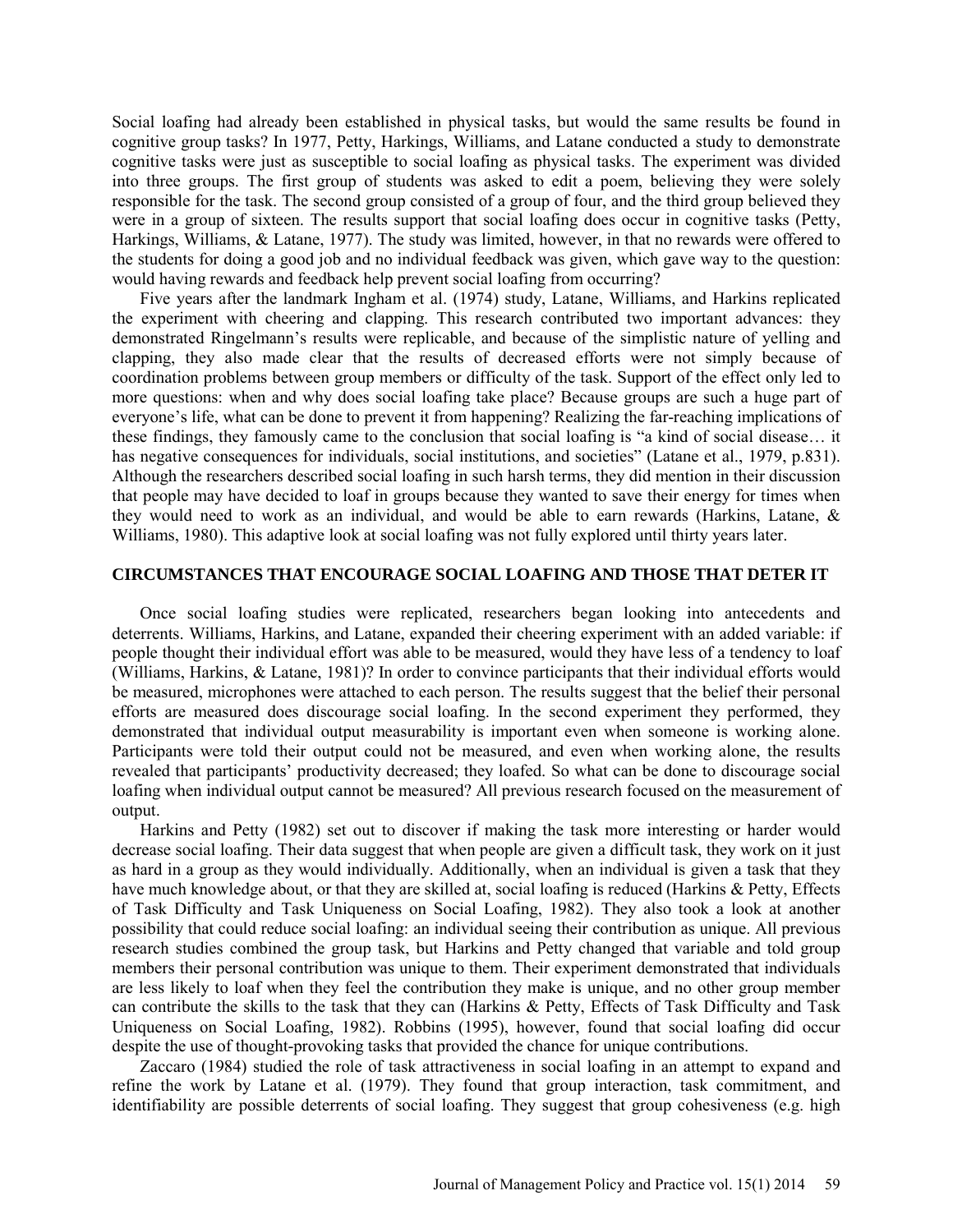Social loafing had already been established in physical tasks, but would the same results be found in cognitive group tasks? In 1977, Petty, Harkings, Williams, and Latane conducted a study to demonstrate cognitive tasks were just as susceptible to social loafing as physical tasks. The experiment was divided into three groups. The first group of students was asked to edit a poem, believing they were solely responsible for the task. The second group consisted of a group of four, and the third group believed they were in a group of sixteen. The results support that social loafing does occur in cognitive tasks (Petty, Harkings, Williams, & Latane, 1977). The study was limited, however, in that no rewards were offered to the students for doing a good job and no individual feedback was given, which gave way to the question: would having rewards and feedback help prevent social loafing from occurring?

Five years after the landmark Ingham et al. (1974) study, Latane, Williams, and Harkins replicated the experiment with cheering and clapping. This research contributed two important advances: they demonstrated Ringelmann's results were replicable, and because of the simplistic nature of yelling and clapping, they also made clear that the results of decreased efforts were not simply because of coordination problems between group members or difficulty of the task. Support of the effect only led to more questions: when and why does social loafing take place? Because groups are such a huge part of everyone's life, what can be done to prevent it from happening? Realizing the far-reaching implications of these findings, they famously came to the conclusion that social loafing is "a kind of social disease… it has negative consequences for individuals, social institutions, and societies" (Latane et al., 1979, p.831). Although the researchers described social loafing in such harsh terms, they did mention in their discussion that people may have decided to loaf in groups because they wanted to save their energy for times when they would need to work as an individual, and would be able to earn rewards (Harkins, Latane, & Williams, 1980). This adaptive look at social loafing was not fully explored until thirty years later.

## CIRCUMSTANCES THAT ENCOURAGE SOCIAL LOAFING AND THOSE THAT DETER IT

Once social loafing studies were replicated, researchers began looking into antecedents and deterrents. Williams, Harkins, and Latane, expanded their cheering experiment with an added variable: if people thought their individual effort was able to be measured, would they have less of a tendency to loaf (Williams, Harkins, & Latane, 1981)? In order to convince participants that their individual efforts would be measured, microphones were attached to each person. The results suggest that the belief their personal efforts are measured does discourage social loafing. In the second experiment they performed, they demonstrated that individual output measurability is important even when someone is working alone. Participants were told their output could not be measured, and even when working alone, the results revealed that participants' productivity decreased; they loafed. So what can be done to discourage social loafing when individual output cannot be measured? All previous research focused on the measurement of output.

Harkins and Petty (1982) set out to discover if making the task more interesting or harder would decrease social loafing. Their data suggest that when people are given a difficult task, they work on it just as hard in a group as they would individually. Additionally, when an individual is given a task that they have much knowledge about, or that they are skilled at, social loafing is reduced (Harkins & Petty, Effects of Task Difficulty and Task Uniqueness on Social Loafing, 1982). They also took a look at another possibility that could reduce social loafing: an individual seeing their contribution as unique. All previous research studies combined the group task, but Harkins and Petty changed that variable and told group members their personal contribution was unique to them. Their experiment demonstrated that individuals are less likely to loaf when they feel the contribution they make is unique, and no other group member can contribute the skills to the task that they can (Harkins & Petty, Effects of Task Difficulty and Task Uniqueness on Social Loafing, 1982). Robbins (1995), however, found that social loafing did occur despite the use of thought-provoking tasks that provided the chance for unique contributions.

Zaccaro (1984) studied the role of task attractiveness in social loafing in an attempt to expand and refine the work by Latane et al. (1979). They found that group interaction, task commitment, and identifiability are possible deterrents of social loafing. They suggest that group cohesiveness (e.g. high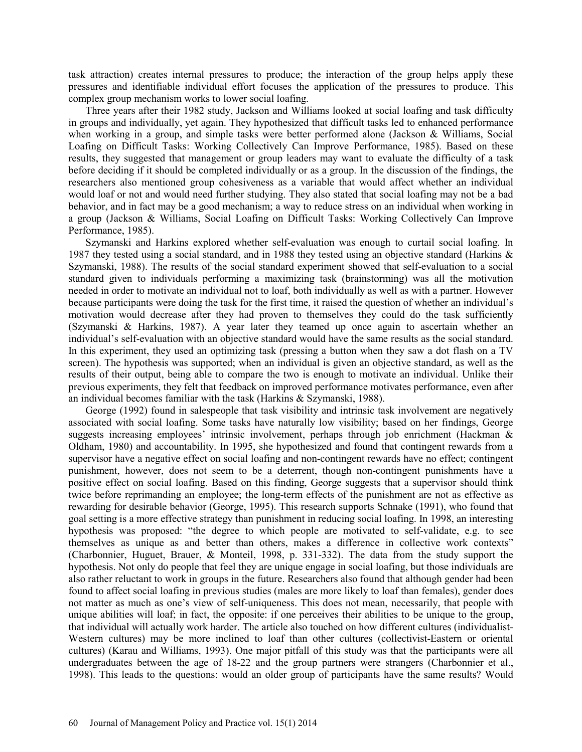task attraction) creates internal pressures to produce; the interaction of the group helps apply these pressures and identifiable individual effort focuses the application of the pressures to produce. This complex group mechanism works to lower social loafing.

Three years after their 1982 study, Jackson and Williams looked at social loafing and task difficulty in groups and individually, yet again. They hypothesized that difficult tasks led to enhanced performance when working in a group, and simple tasks were better performed alone (Jackson & Williams, Social Loafing on Difficult Tasks: Working Collectively Can Improve Performance, 1985). Based on these results, they suggested that management or group leaders may want to evaluate the difficulty of a task before deciding if it should be completed individually or as a group. In the discussion of the findings, the researchers also mentioned group cohesiveness as a variable that would affect whether an individual would loaf or not and would need further studying. They also stated that social loafing may not be a bad behavior, and in fact may be a good mechanism; a way to reduce stress on an individual when working in a group (Jackson & Williams, Social Loafing on Difficult Tasks: Working Collectively Can Improve Performance, 1985).

Szymanski and Harkins explored whether self-evaluation was enough to curtail social loafing. In 1987 they tested using a social standard, and in 1988 they tested using an objective standard (Harkins & Szymanski, 1988). The results of the social standard experiment showed that self-evaluation to a social standard given to individuals performing a maximizing task (brainstorming) was all the motivation needed in order to motivate an individual not to loaf, both individually as well as with a partner. However because participants were doing the task for the first time, it raised the question of whether an individual's motivation would decrease after they had proven to themselves they could do the task sufficiently (Szymanski & Harkins, 1987). A year later they teamed up once again to ascertain whether an individual's self-evaluation with an objective standard would have the same results as the social standard. In this experiment, they used an optimizing task (pressing a button when they saw a dot flash on a TV screen). The hypothesis was supported; when an individual is given an objective standard, as well as the results of their output, being able to compare the two is enough to motivate an individual. Unlike their previous experiments, they felt that feedback on improved performance motivates performance, even after an individual becomes familiar with the task (Harkins & Szymanski, 1988).

George (1992) found in salespeople that task visibility and intrinsic task involvement are negatively associated with social loafing. Some tasks have naturally low visibility; based on her findings, George suggests increasing employees' intrinsic involvement, perhaps through job enrichment (Hackman & Oldham, 1980) and accountability. In 1995, she hypothesized and found that contingent rewards from a supervisor have a negative effect on social loafing and non-contingent rewards have no effect; contingent punishment, however, does not seem to be a deterrent, though non-contingent punishments have a positive effect on social loafing. Based on this finding, George suggests that a supervisor should think twice before reprimanding an employee; the long-term effects of the punishment are not as effective as rewarding for desirable behavior (George, 1995). This research supports Schnake (1991), who found that goal setting is a more effective strategy than punishment in reducing social loafing. In 1998, an interesting hypothesis was proposed: "the degree to which people are motivated to self-validate, e.g. to see themselves as unique as and better than others, makes a difference in collective work contexts" (Charbonnier, Huguet, Brauer, & Monteil, 1998, p. 331-332). The data from the study support the hypothesis. Not only do people that feel they are unique engage in social loafing, but those individuals are also rather reluctant to work in groups in the future. Researchers also found that although gender had been found to affect social loafing in previous studies (males are more likely to loaf than females), gender does not matter as much as one's view of self-uniqueness. This does not mean, necessarily, that people with unique abilities will loaf; in fact, the opposite: if one perceives their abilities to be unique to the group, that individual will actually work harder. The article also touched on how different cultures (individualist-Western cultures) may be more inclined to loaf than other cultures (collectivist-Eastern or oriental cultures) (Karau and Williams, 1993). One major pitfall of this study was that the participants were all undergraduates between the age of 18-22 and the group partners were strangers (Charbonnier et al., 1998). This leads to the questions: would an older group of participants have the same results? Would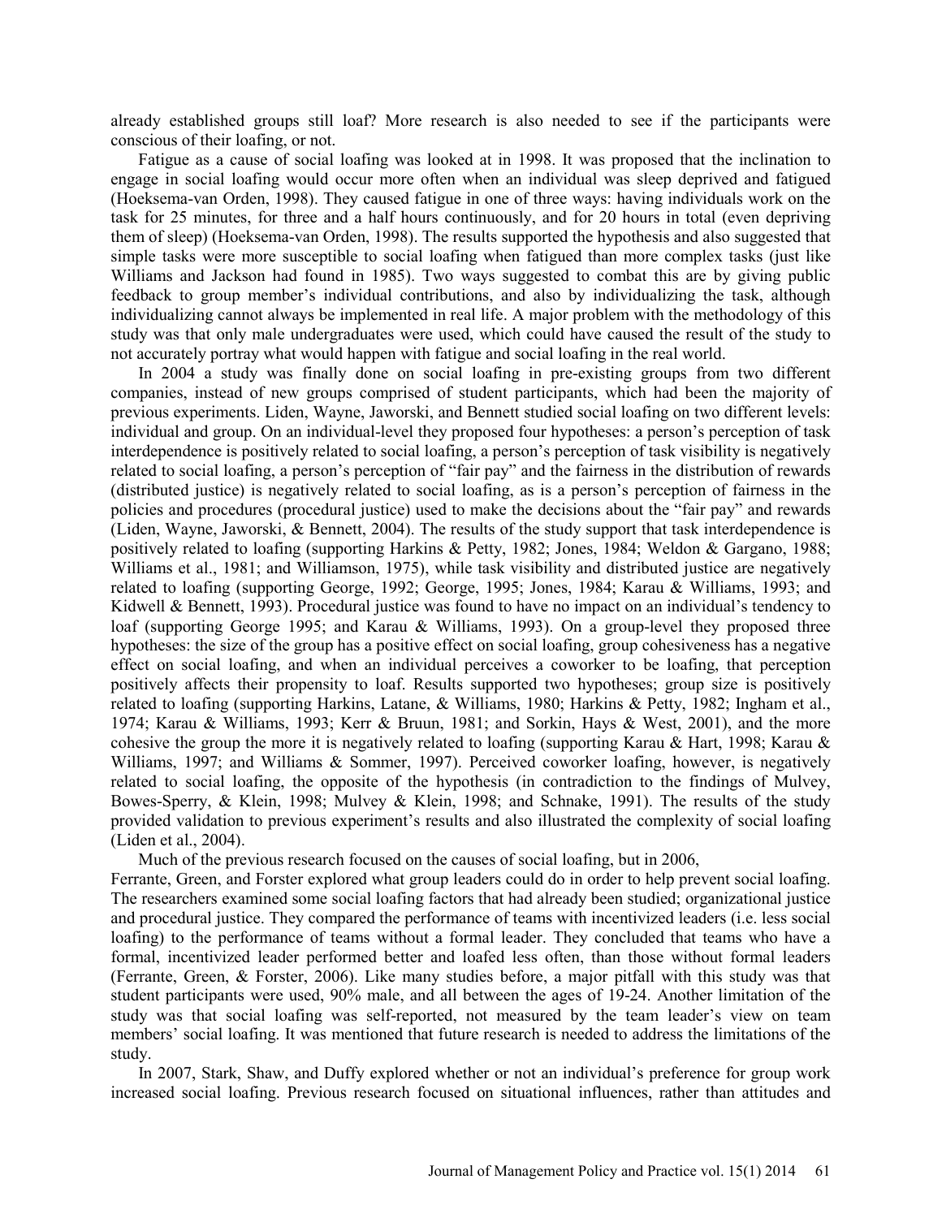already established groups still loaf? More research is also needed to see if the participants were conscious of their loafing, or not.

Fatigue as a cause of social loafing was looked at in 1998. It was proposed that the inclination to engage in social loafing would occur more often when an individual was sleep deprived and fatigued (Hoeksema-van Orden, 1998). They caused fatigue in one of three ways: having individuals work on the task for 25 minutes, for three and a half hours continuously, and for 20 hours in total (even depriving them of sleep) (Hoeksema-van Orden, 1998). The results supported the hypothesis and also suggested that simple tasks were more susceptible to social loafing when fatigued than more complex tasks (just like Williams and Jackson had found in 1985). Two ways suggested to combat this are by giving public feedback to group member's individual contributions, and also by individualizing the task, although individualizing cannot always be implemented in real life. A major problem with the methodology of this study was that only male undergraduates were used, which could have caused the result of the study to not accurately portray what would happen with fatigue and social loafing in the real world.

In 2004 a study was finally done on social loafing in pre-existing groups from two different companies, instead of new groups comprised of student participants, which had been the majority of previous experiments. Liden, Wayne, Jaworski, and Bennett studied social loafing on two different levels: individual and group. On an individual-level they proposed four hypotheses: a person's perception of task interdependence is positively related to social loafing, a person's perception of task visibility is negatively related to social loafing, a person's perception of "fair pay" and the fairness in the distribution of rewards (distributed justice) is negatively related to social loafing, as is a person's perception of fairness in the policies and procedures (procedural justice) used to make the decisions about the "fair pay" and rewards (Liden, Wayne, Jaworski, & Bennett, 2004). The results of the study support that task interdependence is positively related to loafing (supporting Harkins & Petty, 1982; Jones, 1984; Weldon & Gargano, 1988; Williams et al., 1981; and Williamson, 1975), while task visibility and distributed justice are negatively related to loafing (supporting George, 1992; George, 1995; Jones, 1984; Karau & Williams, 1993; and Kidwell & Bennett, 1993). Procedural justice was found to have no impact on an individual's tendency to loaf (supporting George 1995; and Karau & Williams, 1993). On a group-level they proposed three hypotheses: the size of the group has a positive effect on social loafing, group cohesiveness has a negative effect on social loafing, and when an individual perceives a coworker to be loafing, that perception positively affects their propensity to loaf. Results supported two hypotheses; group size is positively related to loafing (supporting Harkins, Latane, & Williams, 1980; Harkins & Petty, 1982; Ingham et al., 1974; Karau & Williams, 1993; Kerr & Bruun, 1981; and Sorkin, Hays & West, 2001), and the more cohesive the group the more it is negatively related to loafing (supporting Karau & Hart, 1998; Karau & Williams, 1997; and Williams & Sommer, 1997). Perceived coworker loafing, however, is negatively related to social loafing, the opposite of the hypothesis (in contradiction to the findings of Mulvey, Bowes-Sperry, & Klein, 1998; Mulvey & Klein, 1998; and Schnake, 1991). The results of the study provided validation to previous experiment's results and also illustrated the complexity of social loafing (Liden et al., 2004).

Much of the previous research focused on the causes of social loafing, but in 2006, Ferrante, Green, and Forster explored what group leaders could do in order to help prevent social loafing. The researchers examined some social loafing factors that had already been studied; organizational justice and procedural justice. They compared the performance of teams with incentivized leaders (i.e. less social loafing) to the performance of teams without a formal leader. They concluded that teams who have a formal, incentivized leader performed better and loafed less often, than those without formal leaders (Ferrante, Green, & Forster, 2006). Like many studies before, a major pitfall with this study was that student participants were used, 90% male, and all between the ages of 19-24. Another limitation of the study was that social loafing was self-reported, not measured by the team leader's view on team members' social loafing. It was mentioned that future research is needed to address the limitations of the study.

In 2007, Stark, Shaw, and Duffy explored whether or not an individual's preference for group work increased social loafing. Previous research focused on situational influences, rather than attitudes and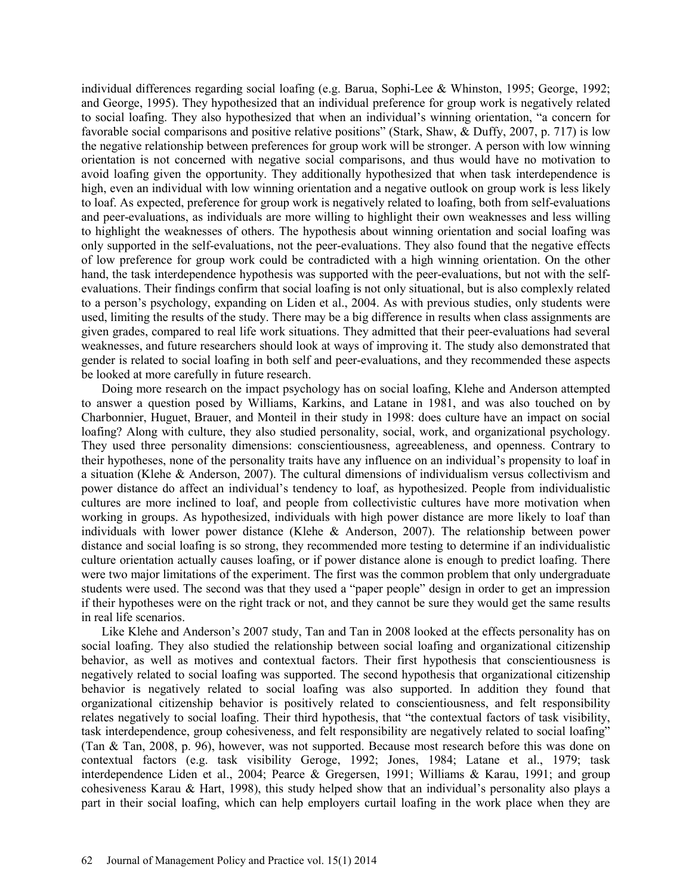individual differences regarding social loafing (e.g. Barua, Sophi-Lee & Whinston, 1995; George, 1992; and George, 1995). They hypothesized that an individual preference for group work is negatively related to social loafing. They also hypothesized that when an individual's winning orientation, "a concern for favorable social comparisons and positive relative positions" (Stark, Shaw, & Duffy, 2007, p. 717) is low the negative relationship between preferences for group work will be stronger. A person with low winning orientation is not concerned with negative social comparisons, and thus would have no motivation to avoid loafing given the opportunity. They additionally hypothesized that when task interdependence is high, even an individual with low winning orientation and a negative outlook on group work is less likely to loaf. As expected, preference for group work is negatively related to loafing, both from self-evaluations and peer-evaluations, as individuals are more willing to highlight their own weaknesses and less willing to highlight the weaknesses of others. The hypothesis about winning orientation and social loafing was only supported in the self-evaluations, not the peer-evaluations. They also found that the negative effects of low preference for group work could be contradicted with a high winning orientation. On the other hand, the task interdependence hypothesis was supported with the peer-evaluations, but not with the self-evaluations. Their findings confirm that social loafing is not only situational, but is also complexly related to a person's psychology, expanding on Liden et al., 2004. As with previous studies, only students were used, limiting the results of the study. There may be a big difference in results when class assignments are given grades, compared to real life work situations. They admitted that their peer-evaluations had several weaknesses, and future researchers should look at ways of improving it. The study also demonstrated that gender is related to social loafing in both self and peer-evaluations, and they recommended these aspects be looked at more carefully in future research.

Doing more research on the impact psychology has on social loafing, Klehe and Anderson attempted to answer a question posed by Williams, Karkins, and Latane in 1981, and was also touched on by Charbonnier, Huguet, Brauer, and Monteil in their study in 1998: does culture have an impact on social loafing? Along with culture, they also studied personality, social, work, and organizational psychology. They used three personality dimensions: conscientiousness, agreeableness, and openness. Contrary to their hypotheses, none of the personality traits have any influence on an individual's propensity to loaf in a situation (Klehe & Anderson, 2007). The cultural dimensions of individualism versus collectivism and power distance do affect an individual's tendency to loaf, as hypothesized. People from individualistic cultures are more inclined to loaf, and people from collectivistic cultures have more motivation when working in groups. As hypothesized, individuals with high power distance are more likely to loaf than individuals with lower power distance (Klehe & Anderson, 2007). The relationship between power distance and social loafing is so strong, they recommended more testing to determine if an individualistic culture orientation actually causes loafing, or if power distance alone is enough to predict loafing. There were two major limitations of the experiment. The first was the common problem that only undergraduate students were used. The second was that they used a "paper people" design in order to get an impression if their hypotheses were on the right track or not, and they cannot be sure they would get the same results in real life scenarios.

Like Klehe and Anderson's 2007 study, Tan and Tan in 2008 looked at the effects personality has on social loafing. They also studied the relationship between social loafing and organizational citizenship behavior, as well as motives and contextual factors. Their first hypothesis that conscientiousness is negatively related to social loafing was supported. The second hypothesis that organizational citizenship behavior is negatively related to social loafing was also supported. In addition they found that organizational citizenship behavior is positively related to conscientiousness, and felt responsibility relates negatively to social loafing. Their third hypothesis, that "the contextual factors of task visibility, task interdependence, group cohesiveness, and felt responsibility are negatively related to social loafing" (Tan & Tan, 2008, p. 96), however, was not supported. Because most research before this was done on contextual factors (e.g. task visibility Geroge, 1992; Jones, 1984; Latane et al., 1979; task interdependence Liden et al., 2004; Pearce & Gregersen, 1991; Williams & Karau, 1991; and group cohesiveness Karau & Hart, 1998), this study helped show that an individual's personality also plays a part in their social loafing, which can help employers curtail loafing in the work place when they are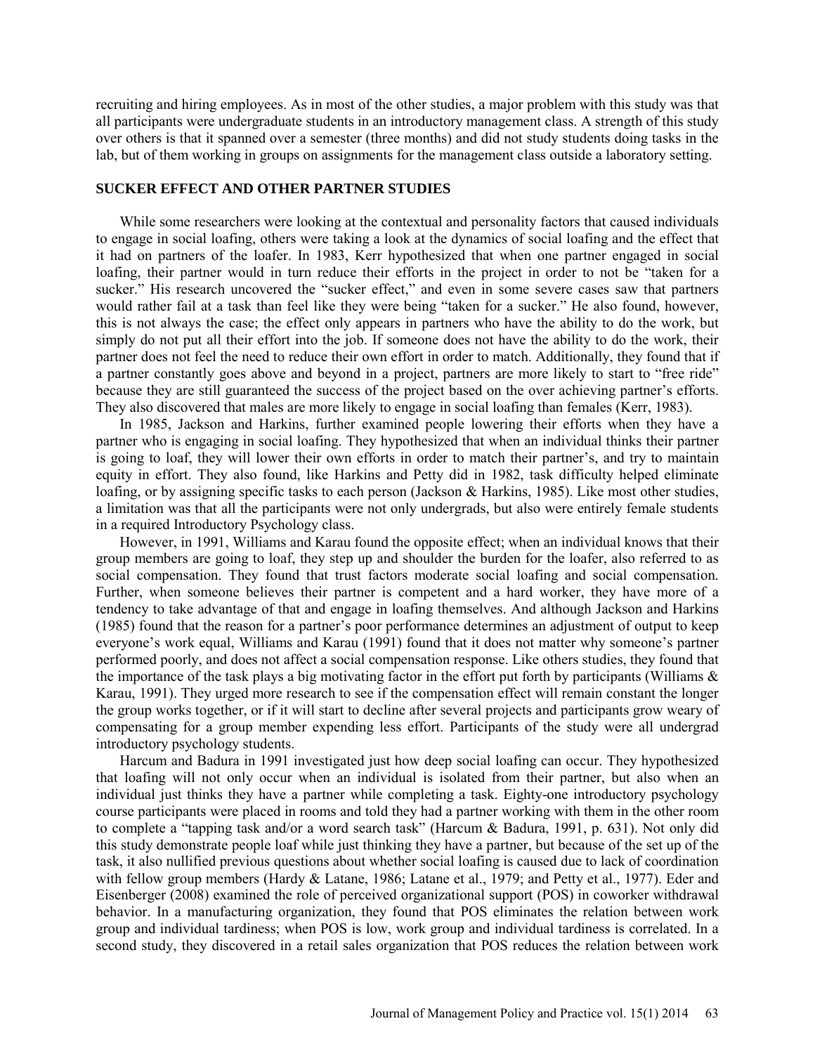recruiting and hiring employees. As in most of the other studies, a major problem with this study was that all participants were undergraduate students in an introductory management class. A strength of this study over others is that it spanned over a semester (three months) and did not study students doing tasks in the lab, but of them working in groups on assignments for the management class outside a laboratory setting.

## SUCKER EFFECT AND OTHER PARTNER STUDIES

While some researchers were looking at the contextual and personality factors that caused individuals to engage in social loafing, others were taking a look at the dynamics of social loafing and the effect that it had on partners of the loafer. In 1983, Kerr hypothesized that when one partner engaged in social loafing, their partner would in turn reduce their efforts in the project in order to not be "taken for a sucker." His research uncovered the "sucker effect," and even in some severe cases saw that partners would rather fail at a task than feel like they were being "taken for a sucker." He also found, however, this is not always the case; the effect only appears in partners who have the ability to do the work, but simply do not put all their effort into the job. If someone does not have the ability to do the work, their partner does not feel the need to reduce their own effort in order to match. Additionally, they found that if a partner constantly goes above and beyond in a project, partners are more likely to start to "free ride" because they are still guaranteed the success of the project based on the over achieving partner's efforts. They also discovered that males are more likely to engage in social loafing than females (Kerr, 1983).

In 1985, Jackson and Harkins, further examined people lowering their efforts when they have a partner who is engaging in social loafing. They hypothesized that when an individual thinks their partner is going to loaf, they will lower their own efforts in order to match their partner's, and try to maintain equity in effort. They also found, like Harkins and Petty did in 1982, task difficulty helped eliminate loafing, or by assigning specific tasks to each person (Jackson & Harkins, 1985). Like most other studies, a limitation was that all the participants were not only undergrads, but also were entirely female students in a required Introductory Psychology class.

However, in 1991, Williams and Karau found the opposite effect; when an individual knows that their group members are going to loaf, they step up and shoulder the burden for the loafer, also referred to as social compensation. They found that trust factors moderate social loafing and social compensation. Further, when someone believes their partner is competent and a hard worker, they have more of a tendency to take advantage of that and engage in loafing themselves. And although Jackson and Harkins (1985) found that the reason for a partner's poor performance determines an adjustment of output to keep everyone's work equal, Williams and Karau (1991) found that it does not matter why someone's partner performed poorly, and does not affect a social compensation response. Like others studies, they found that the importance of the task plays a big motivating factor in the effort put forth by participants (Williams & Karau, 1991). They urged more research to see if the compensation effect will remain constant the longer the group works together, or if it will start to decline after several projects and participants grow weary of compensating for a group member expending less effort. Participants of the study were all undergrad introductory psychology students.

Harcum and Badura in 1991 investigated just how deep social loafing can occur. They hypothesized that loafing will not only occur when an individual is isolated from their partner, but also when an individual just thinks they have a partner while completing a task. Eighty-one introductory psychology course participants were placed in rooms and told they had a partner working with them in the other room to complete a "tapping task and/or a word search task" (Harcum & Badura, 1991, p. 631). Not only did this study demonstrate people loaf while just thinking they have a partner, but because of the set up of the task, it also nullified previous questions about whether social loafing is caused due to lack of coordination with fellow group members (Hardy & Latane, 1986; Latane et al., 1979; and Petty et al., 1977). Eder and Eisenberger (2008) examined the role of perceived organizational support (POS) in coworker withdrawal behavior. In a manufacturing organization, they found that POS eliminates the relation between work group and individual tardiness; when POS is low, work group and individual tardiness is correlated. In a second study, they discovered in a retail sales organization that POS reduces the relation between work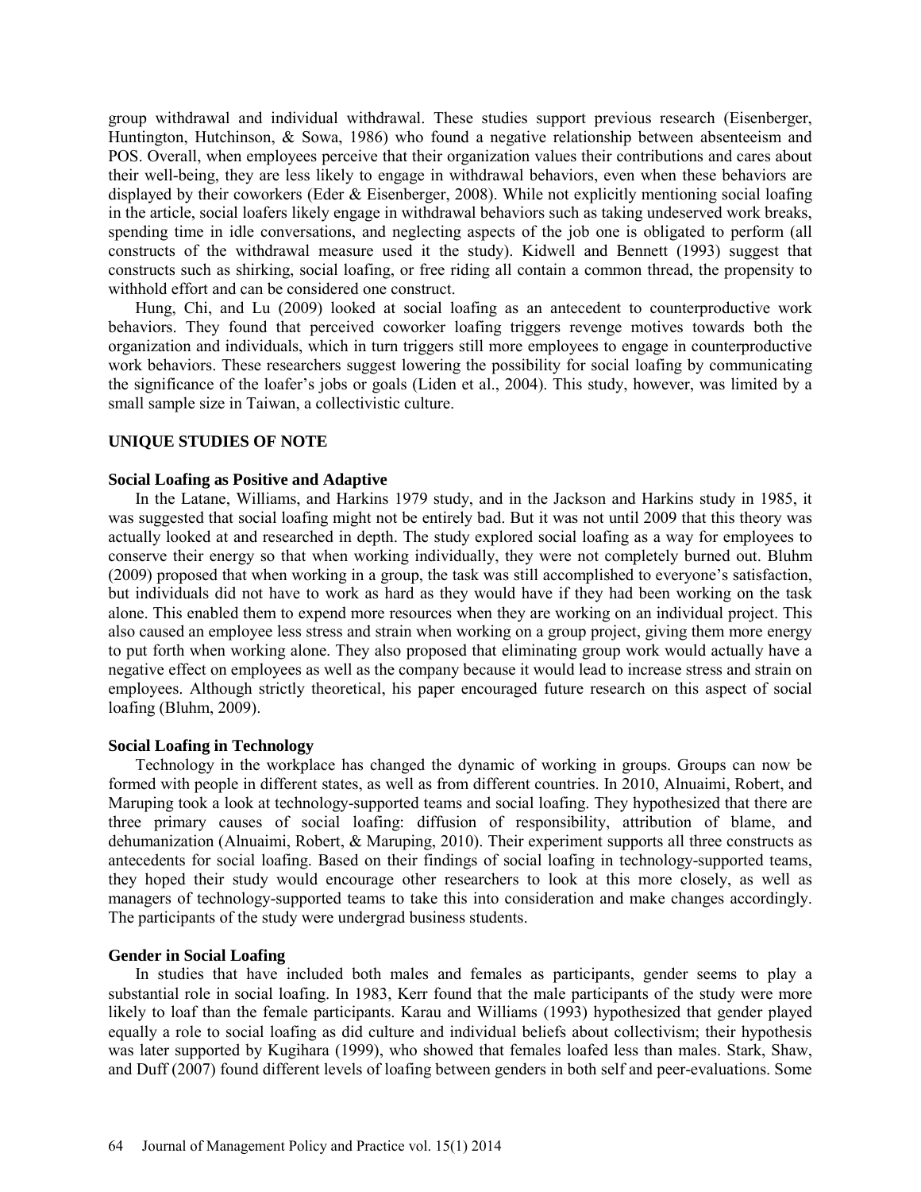group withdrawal and individual withdrawal. These studies support previous research (Eisenberger, Huntington, Hutchinson, & Sowa, 1986) who found a negative relationship between absenteeism and POS. Overall, when employees perceive that their organization values their contributions and cares about their well-being, they are less likely to engage in withdrawal behaviors, even when these behaviors are displayed by their coworkers (Eder & Eisenberger, 2008). While not explicitly mentioning social loafing in the article, social loafers likely engage in withdrawal behaviors such as taking undeserved work breaks, spending time in idle conversations, and neglecting aspects of the job one is obligated to perform (all constructs of the withdrawal measure used it the study). Kidwell and Bennett (1993) suggest that constructs such as shirking, social loafing, or free riding all contain a common thread, the propensity to withhold effort and can be considered one construct.

Hung, Chi, and Lu (2009) looked at social loafing as an antecedent to counterproductive work behaviors. They found that perceived coworker loafing triggers revenge motives towards both the organization and individuals, which in turn triggers still more employees to engage in counterproductive work behaviors. These researchers suggest lowering the possibility for social loafing by communicating the significance of the loafer's jobs or goals (Liden et al., 2004). This study, however, was limited by a small sample size in Taiwan, a collectivistic culture.

## UNIQUE STUDIES OF NOTE

### Social Loafing as Positive and Adaptive

In the Latane, Williams, and Harkins 1979 study, and in the Jackson and Harkins study in 1985, it was suggested that social loafing might not be entirely bad. But it was not until 2009 that this theory was actually looked at and researched in depth. The study explored social loafing as a way for employees to conserve their energy so that when working individually, they were not completely burned out. Bluhm (2009) proposed that when working in a group, the task was still accomplished to everyone's satisfaction, but individuals did not have to work as hard as they would have if they had been working on the task alone. This enabled them to expend more resources when they are working on an individual project. This also caused an employee less stress and strain when working on a group project, giving them more energy to put forth when working alone. They also proposed that eliminating group work would actually have a negative effect on employees as well as the company because it would lead to increase stress and strain on employees. Although strictly theoretical, his paper encouraged future research on this aspect of social loafing (Bluhm, 2009).

### Social Loafing in Technology

Technology in the workplace has changed the dynamic of working in groups. Groups can now be formed with people in different states, as well as from different countries. In 2010, Alnuaimi, Robert, and Maruping took a look at technology-supported teams and social loafing. They hypothesized that there are three primary causes of social loafing: diffusion of responsibility, attribution of blame, and dehumanization (Alnuaimi, Robert, & Maruping, 2010). Their experiment supports all three constructs as antecedents for social loafing. Based on their findings of social loafing in technology-supported teams, they hoped their study would encourage other researchers to look at this more closely, as well as managers of technology-supported teams to take this into consideration and make changes accordingly. The participants of the study were undergrad business students.

### Gender in Social Loafing

In studies that have included both males and females as participants, gender seems to play a substantial role in social loafing. In 1983, Kerr found that the male participants of the study were more likely to loaf than the female participants. Karau and Williams (1993) hypothesized that gender played equally a role to social loafing as did culture and individual beliefs about collectivism; their hypothesis was later supported by Kugihara (1999), who showed that females loafed less than males. Stark, Shaw, and Duff (2007) found different levels of loafing between genders in both self and peer-evaluations. Some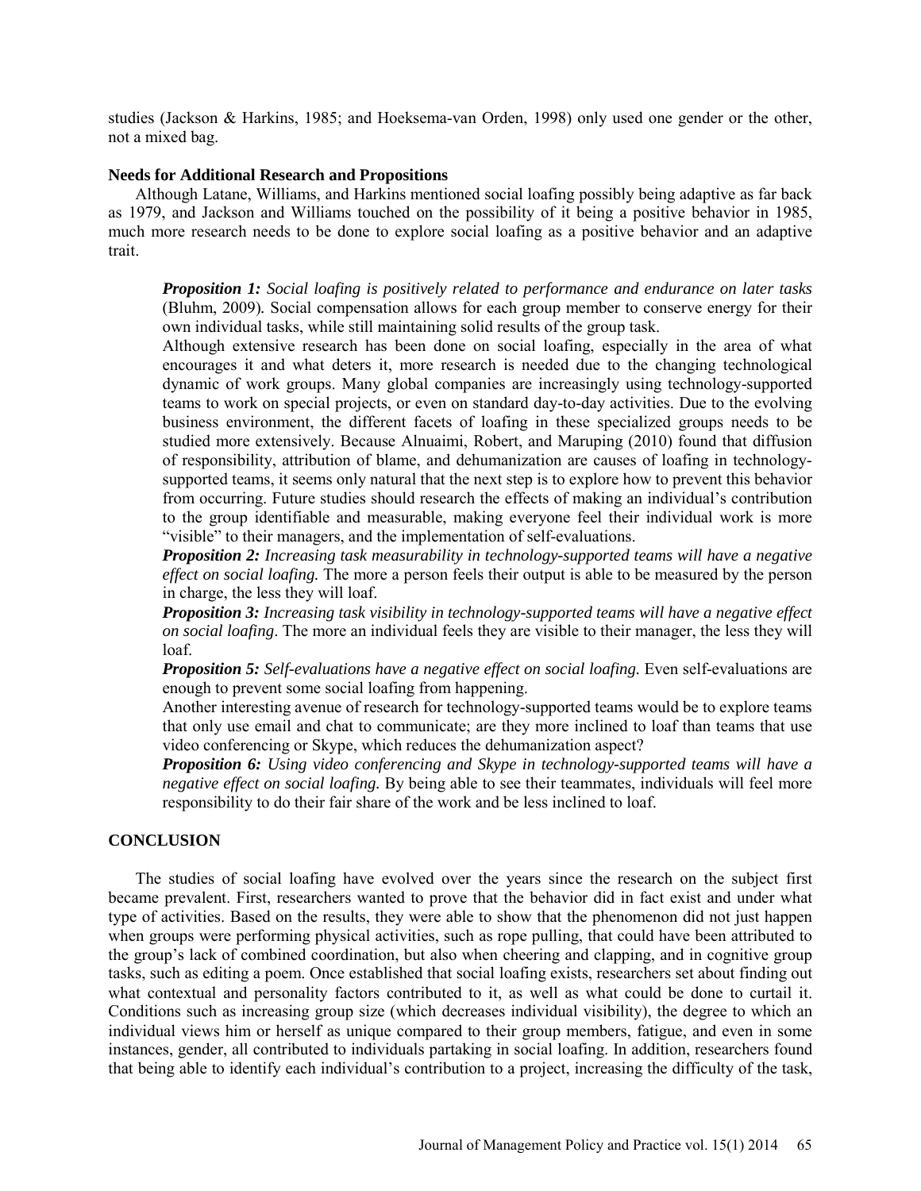studies (Jackson & Harkins, 1985; and Hoeksema-van Orden, 1998) only used one gender or the other, not a mixed bag.

### Needs for Additional Research and Propositions

Although Latane, Williams, and Harkins mentioned social loafing possibly being adaptive as far back as 1979, and Jackson and Williams touched on the possibility of it being a positive behavior in 1985, much more research needs to be done to explore social loafing as a positive behavior and an adaptive trait.

> ***Proposition 1:*** *Social loafing is positively related to performance and endurance on later tasks* (Bluhm, 2009). Social compensation allows for each group member to conserve energy for their own individual tasks, while still maintaining solid results of the group task.
>
> Although extensive research has been done on social loafing, especially in the area of what encourages it and what deters it, more research is needed due to the changing technological dynamic of work groups. Many global companies are increasingly using technology-supported teams to work on special projects, or even on standard day-to-day activities. Due to the evolving business environment, the different facets of loafing in these specialized groups needs to be studied more extensively. Because Alnuaimi, Robert, and Maruping (2010) found that diffusion of responsibility, attribution of blame, and dehumanization are causes of loafing in technology-supported teams, it seems only natural that the next step is to explore how to prevent this behavior from occurring. Future studies should research the effects of making an individual's contribution to the group identifiable and measurable, making everyone feel their individual work is more "visible" to their managers, and the implementation of self-evaluations.
>
> ***Proposition 2:*** *Increasing task measurability in technology-supported teams will have a negative effect on social loafing.* The more a person feels their output is able to be measured by the person in charge, the less they will loaf.
>
> ***Proposition 3:*** *Increasing task visibility in technology-supported teams will have a negative effect on social loafing*. The more an individual feels they are visible to their manager, the less they will loaf.
>
> ***Proposition 5:*** *Self-evaluations have a negative effect on social loafing.* Even self-evaluations are enough to prevent some social loafing from happening.
>
> Another interesting avenue of research for technology-supported teams would be to explore teams that only use email and chat to communicate; are they more inclined to loaf than teams that use video conferencing or Skype, which reduces the dehumanization aspect?
>
> ***Proposition 6:*** *Using video conferencing and Skype in technology-supported teams will have a negative effect on social loafing.* By being able to see their teammates, individuals will feel more responsibility to do their fair share of the work and be less inclined to loaf.

## CONCLUSION

The studies of social loafing have evolved over the years since the research on the subject first became prevalent. First, researchers wanted to prove that the behavior did in fact exist and under what type of activities. Based on the results, they were able to show that the phenomenon did not just happen when groups were performing physical activities, such as rope pulling, that could have been attributed to the group's lack of combined coordination, but also when cheering and clapping, and in cognitive group tasks, such as editing a poem. Once established that social loafing exists, researchers set about finding out what contextual and personality factors contributed to it, as well as what could be done to curtail it. Conditions such as increasing group size (which decreases individual visibility), the degree to which an individual views him or herself as unique compared to their group members, fatigue, and even in some instances, gender, all contributed to individuals partaking in social loafing. In addition, researchers found that being able to identify each individual's contribution to a project, increasing the difficulty of the task,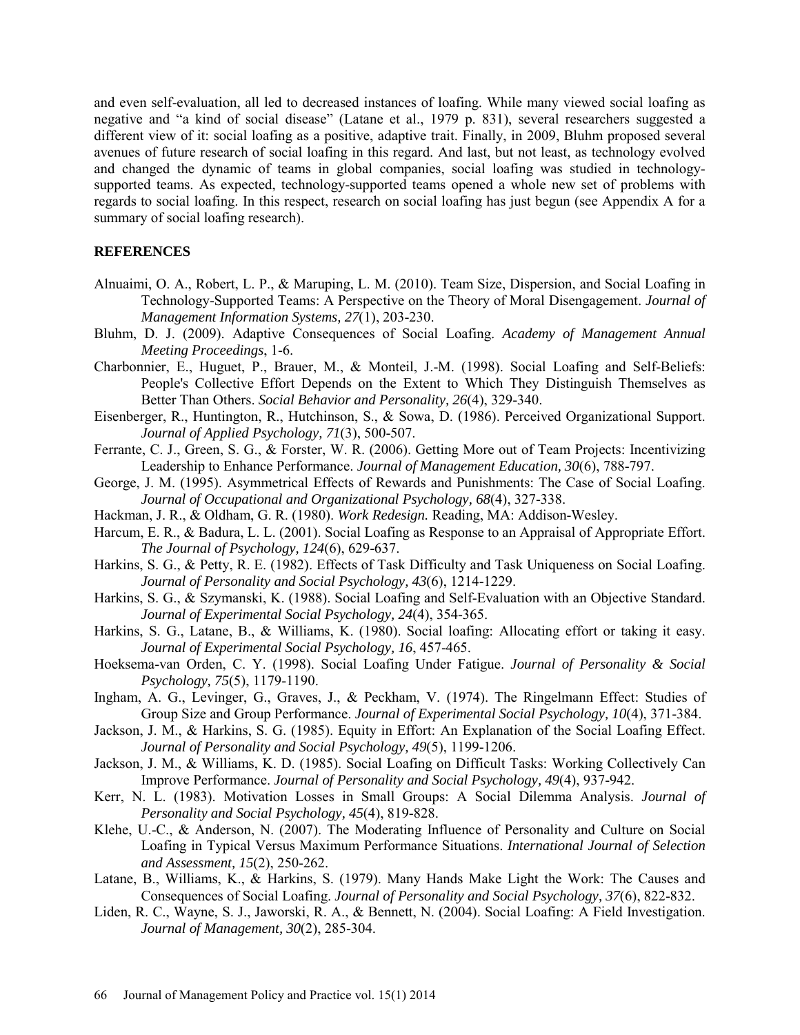and even self-evaluation, all led to decreased instances of loafing. While many viewed social loafing as negative and "a kind of social disease" (Latane et al., 1979 p. 831), several researchers suggested a different view of it: social loafing as a positive, adaptive trait. Finally, in 2009, Bluhm proposed several avenues of future research of social loafing in this regard. And last, but not least, as technology evolved and changed the dynamic of teams in global companies, social loafing was studied in technology-supported teams. As expected, technology-supported teams opened a whole new set of problems with regards to social loafing. In this respect, research on social loafing has just begun (see Appendix A for a summary of social loafing research).

## REFERENCES

Alnuaimi, O. A., Robert, L. P., & Maruping, L. M. (2010). Team Size, Dispersion, and Social Loafing in Technology-Supported Teams: A Perspective on the Theory of Moral Disengagement. *Journal of Management Information Systems, 27*(1), 203-230.

Bluhm, D. J. (2009). Adaptive Consequences of Social Loafing. *Academy of Management Annual Meeting Proceedings*, 1-6.

Charbonnier, E., Huguet, P., Brauer, M., & Monteil, J.-M. (1998). Social Loafing and Self-Beliefs: People's Collective Effort Depends on the Extent to Which They Distinguish Themselves as Better Than Others. *Social Behavior and Personality, 26*(4), 329-340.

Eisenberger, R., Huntington, R., Hutchinson, S., & Sowa, D. (1986). Perceived Organizational Support. *Journal of Applied Psychology, 71*(3), 500-507.

Ferrante, C. J., Green, S. G., & Forster, W. R. (2006). Getting More out of Team Projects: Incentivizing Leadership to Enhance Performance. *Journal of Management Education, 30*(6), 788-797.

George, J. M. (1995). Asymmetrical Effects of Rewards and Punishments: The Case of Social Loafing. *Journal of Occupational and Organizational Psychology, 68*(4), 327-338.

Hackman, J. R., & Oldham, G. R. (1980). *Work Redesign.* Reading, MA: Addison-Wesley.

Harcum, E. R., & Badura, L. L. (2001). Social Loafing as Response to an Appraisal of Appropriate Effort. *The Journal of Psychology, 124*(6), 629-637.

Harkins, S. G., & Petty, R. E. (1982). Effects of Task Difficulty and Task Uniqueness on Social Loafing. *Journal of Personality and Social Psychology, 43*(6), 1214-1229.

Harkins, S. G., & Szymanski, K. (1988). Social Loafing and Self-Evaluation with an Objective Standard. *Journal of Experimental Social Psychology, 24*(4), 354-365.

Harkins, S. G., Latane, B., & Williams, K. (1980). Social loafing: Allocating effort or taking it easy. *Journal of Experimental Social Psychology, 16*, 457-465.

Hoeksema-van Orden, C. Y. (1998). Social Loafing Under Fatigue. *Journal of Personality & Social Psychology, 75*(5), 1179-1190.

Ingham, A. G., Levinger, G., Graves, J., & Peckham, V. (1974). The Ringelmann Effect: Studies of Group Size and Group Performance. *Journal of Experimental Social Psychology, 10*(4), 371-384.

Jackson, J. M., & Harkins, S. G. (1985). Equity in Effort: An Explanation of the Social Loafing Effect. *Journal of Personality and Social Psychology, 49*(5), 1199-1206.

Jackson, J. M., & Williams, K. D. (1985). Social Loafing on Difficult Tasks: Working Collectively Can Improve Performance. *Journal of Personality and Social Psychology, 49*(4), 937-942.

Kerr, N. L. (1983). Motivation Losses in Small Groups: A Social Dilemma Analysis. *Journal of Personality and Social Psychology, 45*(4), 819-828.

Klehe, U.-C., & Anderson, N. (2007). The Moderating Influence of Personality and Culture on Social Loafing in Typical Versus Maximum Performance Situations. *International Journal of Selection and Assessment, 15*(2), 250-262.

Latane, B., Williams, K., & Harkins, S. (1979). Many Hands Make Light the Work: The Causes and Consequences of Social Loafing. *Journal of Personality and Social Psychology, 37*(6), 822-832.

Liden, R. C., Wayne, S. J., Jaworski, R. A., & Bennett, N. (2004). Social Loafing: A Field Investigation. *Journal of Management, 30*(2), 285-304.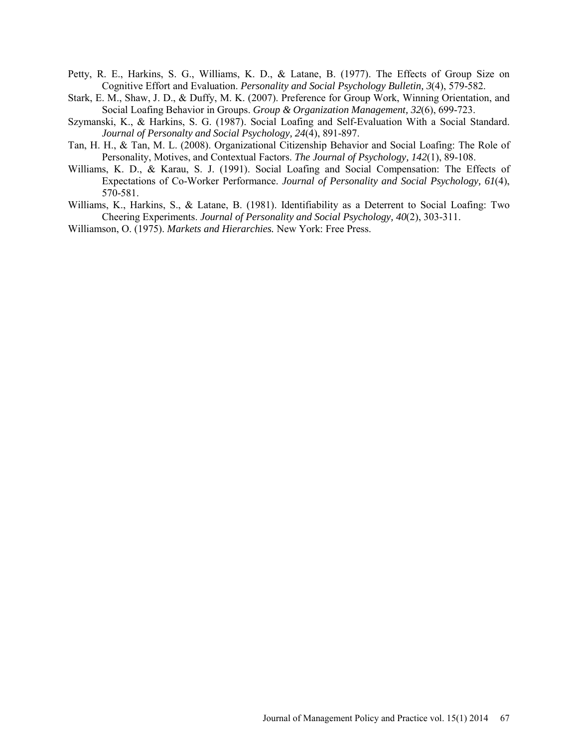Petty, R. E., Harkins, S. G., Williams, K. D., & Latane, B. (1977). The Effects of Group Size on Cognitive Effort and Evaluation. *Personality and Social Psychology Bulletin, 3*(4), 579-582.

Stark, E. M., Shaw, J. D., & Duffy, M. K. (2007). Preference for Group Work, Winning Orientation, and Social Loafing Behavior in Groups. *Group & Organization Management, 32*(6), 699-723.

Szymanski, K., & Harkins, S. G. (1987). Social Loafing and Self-Evaluation With a Social Standard. *Journal of Personalty and Social Psychology, 24*(4), 891-897.

Tan, H. H., & Tan, M. L. (2008). Organizational Citizenship Behavior and Social Loafing: The Role of Personality, Motives, and Contextual Factors. *The Journal of Psychology, 142*(1), 89-108.

Williams, K. D., & Karau, S. J. (1991). Social Loafing and Social Compensation: The Effects of Expectations of Co-Worker Performance. *Journal of Personality and Social Psychology, 61*(4), 570-581.

Williams, K., Harkins, S., & Latane, B. (1981). Identifiability as a Deterrent to Social Loafing: Two Cheering Experiments. *Journal of Personality and Social Psychology, 40*(2), 303-311.

Williamson, O. (1975). *Markets and Hierarchies.* New York: Free Press.